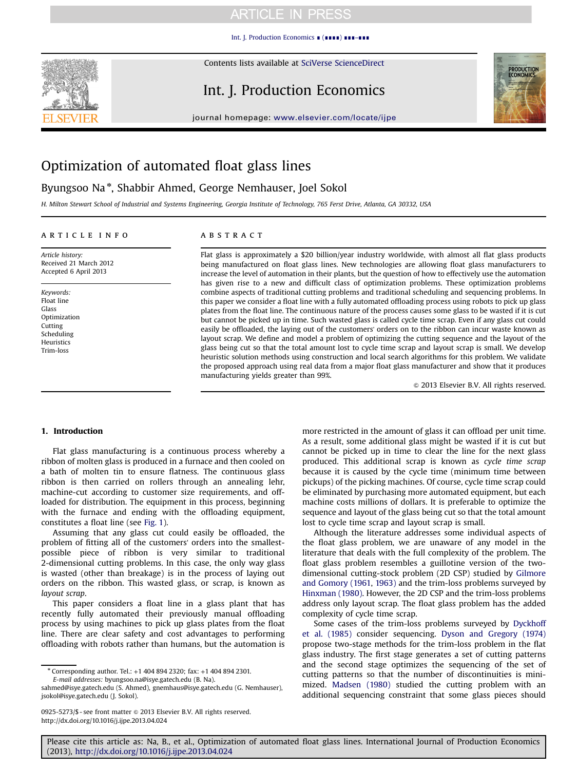# Optimization of automated float glass lines

Byungsoo Na*, Shabbir Ahmed, George Nemhauser, Joel Sokol

*H. Milton Stewart School of Industrial and Systems Engineering, Georgia Institute of Technology, 765 Ferst Drive, Atlanta, GA 30332, USA*

**ARTICLE INFO**

*Article history:*
Received 21 March 2012
Accepted 6 April 2013

*Keywords:*
Float line
Glass
Optimization
Cutting
Scheduling
Heuristics
Trim-loss

**ABSTRACT**

Flat glass is approximately a $20 billion/year industry worldwide, with almost all flat glass products being manufactured on float glass lines. New technologies are allowing float glass manufacturers to increase the level of automation in their plants, but the question of how to effectively use the automation has given rise to a new and difficult class of optimization problems. These optimization problems combine aspects of traditional cutting problems and traditional scheduling and sequencing problems. In this paper we consider a float line with a fully automated offloading process using robots to pick up glass plates from the float line. The continuous nature of the process causes some glass to be wasted if it is cut but cannot be picked up in time. Such wasted glass is called cycle time scrap. Even if any glass cut could easily be offloaded, the laying out of the customers' orders on to the ribbon can incur waste known as layout scrap. We define and model a problem of optimizing the cutting sequence and the layout of the glass being cut so that the total amount lost to cycle time scrap and layout scrap is small. We develop heuristic solution methods using construction and local search algorithms for this problem. We validate the proposed approach using real data from a major float glass manufacturer and show that it produces manufacturing yields greater than 99%.

© 2013 Elsevier B.V. All rights reserved.

## 1. Introduction

Flat glass manufacturing is a continuous process whereby a ribbon of molten glass is produced in a furnace and then cooled on a bath of molten tin to ensure flatness. The continuous glass ribbon is then carried on rollers through an annealing lehr, machine-cut according to customer size requirements, and offloaded for distribution. The equipment in this process, beginning with the furnace and ending with the offloading equipment, constitutes a float line (see Fig. 1).

Assuming that any glass cut could easily be offloaded, the problem of fitting all of the customers' orders into the smallest-possible piece of ribbon is very similar to traditional 2-dimensional cutting problems. In this case, the only way glass is wasted (other than breakage) is in the process of laying out orders on the ribbon. This wasted glass, or scrap, is known as *layout scrap*.

This paper considers a float line in a glass plant that has recently fully automated their previously manual offloading process by using machines to pick up glass plates from the float line. There are clear safety and cost advantages to performing offloading with robots rather than humans, but the automation is more restricted in the amount of glass it can offload per unit time. As a result, some additional glass might be wasted if it is cut but cannot be picked up in time to clear the line for the next glass produced. This additional scrap is known as *cycle time scrap* because it is caused by the cycle time (minimum time between pickups) of the picking machines. Of course, cycle time scrap could be eliminated by purchasing more automated equipment, but each machine costs millions of dollars. It is preferable to optimize the sequence and layout of the glass being cut so that the total amount lost to cycle time scrap and layout scrap is small.

Although the literature addresses some individual aspects of the float glass problem, we are unaware of any model in the literature that deals with the full complexity of the problem. The float glass problem resembles a guillotine version of the two-dimensional cutting-stock problem (2D CSP) studied by Gilmore and Gomory (1961, 1963) and the trim-loss problems surveyed by Hinxman (1980). However, the 2D CSP and the trim-loss problems address only layout scrap. The float glass problem has the added complexity of cycle time scrap.

Some cases of the trim-loss problems surveyed by Dyckhoff et al. (1985) consider sequencing. Dyson and Gregory (1974) propose two-stage methods for the trim-loss problem in the flat glass industry. The first stage generates a set of cutting patterns and the second stage optimizes the sequencing of the set of cutting patterns so that the number of discontinuities is minimized. Madsen (1980) studied the cutting problem with an additional sequencing constraint that some glass pieces should

---

* Corresponding author. Tel.: +1 404 894 2320; fax: +1 404 894 2301.
*E-mail addresses:* byungsoo.na@isye.gatech.edu (B. Na), sahmed@isye.gatech.edu (S. Ahmed), gnemhaus@isye.gatech.edu (G. Nemhauser), jsokol@isye.gatech.edu (J. Sokol).

0925-5273/$ - see front matter © 2013 Elsevier B.V. All rights reserved.
http://dx.doi.org/10.1016/j.ijpe.2013.04.024

Please cite this article as: Na, B., et al., Optimization of automated float glass lines. International Journal of Production Economics (2013), http://dx.doi.org/10.1016/j.ijpe.2013.04.024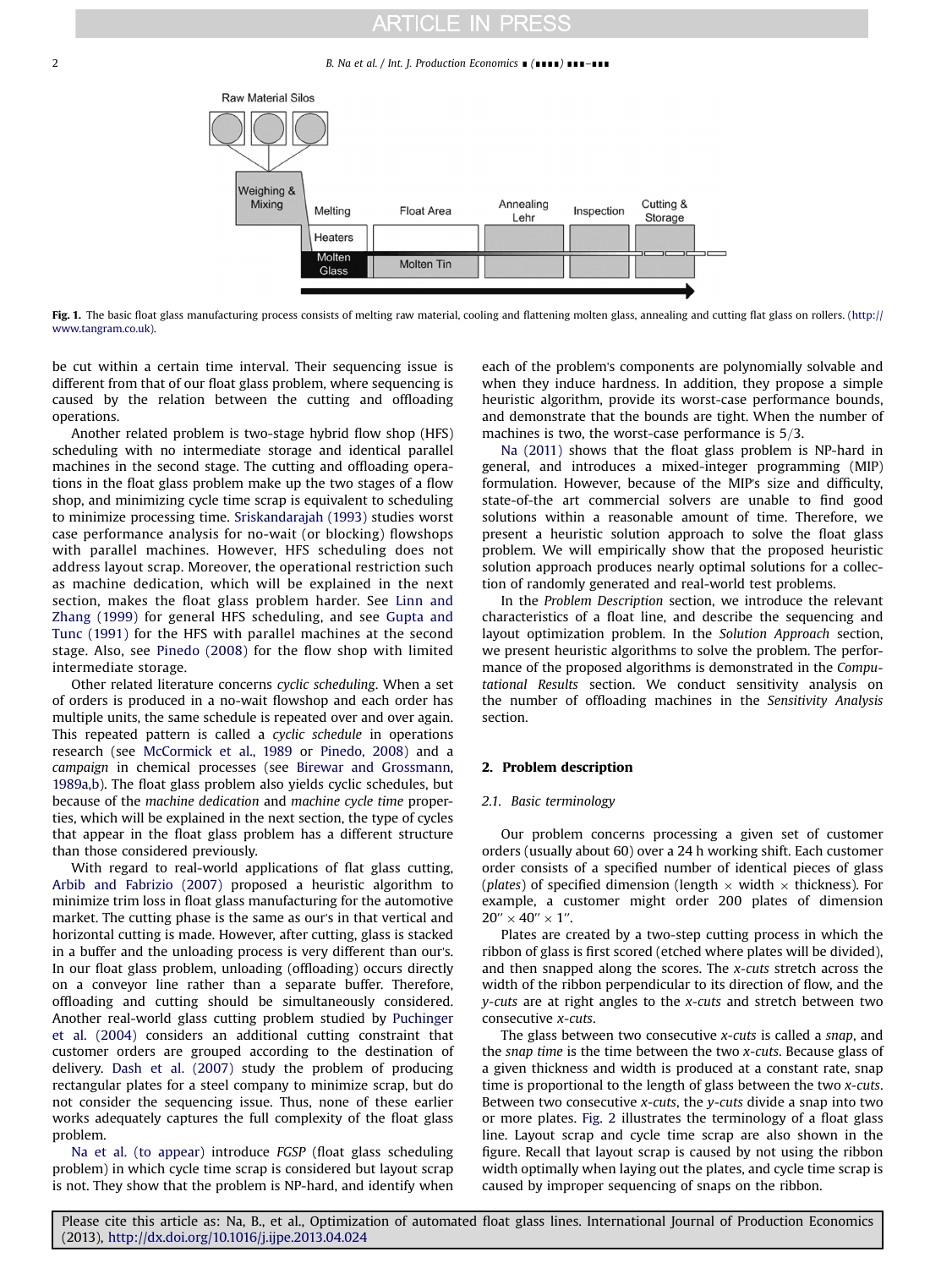Raw Material Silos

Weighing & Mixing

Melting

Heaters

Molten Glass

Float Area

Molten Tin

Annealing Lehr

Inspection

Cutting & Storage

**Fig. 1.** The basic float glass manufacturing process consists of melting raw material, cooling and flattening molten glass, annealing and cutting flat glass on rollers. (http://www.tangram.co.uk).

be cut within a certain time interval. Their sequencing issue is different from that of our float glass problem, where sequencing is caused by the relation between the cutting and offloading operations.

Another related problem is two-stage hybrid flow shop (HFS) scheduling with no intermediate storage and identical parallel machines in the second stage. The cutting and offloading operations in the float glass problem make up the two stages of a flow shop, and minimizing cycle time scrap is equivalent to scheduling to minimize processing time. Sriskandarajah (1993) studies worst case performance analysis for no-wait (or blocking) flowshops with parallel machines. However, HFS scheduling does not address layout scrap. Moreover, the operational restriction such as machine dedication, which will be explained in the next section, makes the float glass problem harder. See Linn and Zhang (1999) for general HFS scheduling, and see Gupta and Tunc (1991) for the HFS with parallel machines at the second stage. Also, see Pinedo (2008) for the flow shop with limited intermediate storage.

Other related literature concerns *cyclic scheduling*. When a set of orders is produced in a no-wait flowshop and each order has multiple units, the same schedule is repeated over and over again. This repeated pattern is called a *cyclic schedule* in operations research (see McCormick et al., 1989 or Pinedo, 2008) and a *campaign* in chemical processes (see Birewar and Grossmann, 1989a,b). The float glass problem also yields cyclic schedules, but because of the *machine dedication* and *machine cycle time* properties, which will be explained in the next section, the type of cycles that appear in the float glass problem has a different structure than those considered previously.

With regard to real-world applications of flat glass cutting, Arbib and Fabrizio (2007) proposed a heuristic algorithm to minimize trim loss in float glass manufacturing for the automotive market. The cutting phase is the same as our's in that vertical and horizontal cutting is made. However, after cutting, glass is stacked in a buffer and the unloading process is very different than our's. In our float glass problem, unloading (offloading) occurs directly on a conveyor line rather than a separate buffer. Therefore, offloading and cutting should be simultaneously considered. Another real-world glass cutting problem studied by Puchinger et al. (2004) considers an additional cutting constraint that customer orders are grouped according to the destination of delivery. Dash et al. (2007) study the problem of producing rectangular plates for a steel company to minimize scrap, but do not consider the sequencing issue. Thus, none of these earlier works adequately captures the full complexity of the float glass problem.

Na et al. (to appear) introduce *FGSP* (float glass scheduling problem) in which cycle time scrap is considered but layout scrap is not. They show that the problem is NP-hard, and identify when each of the problem's components are polynomially solvable and when they induce hardness. In addition, they propose a simple heuristic algorithm, provide its worst-case performance bounds, and demonstrate that the bounds are tight. When the number of machines is two, the worst-case performance is 5/3.

Na (2011) shows that the float glass problem is NP-hard in general, and introduces a mixed-integer programming (MIP) formulation. However, because of the MIP's size and difficulty, state-of-the art commercial solvers are unable to find good solutions within a reasonable amount of time. Therefore, we present a heuristic solution approach to solve the float glass problem. We will empirically show that the proposed heuristic solution approach produces nearly optimal solutions for a collection of randomly generated and real-world test problems.

In the *Problem Description* section, we introduce the relevant characteristics of a float line, and describe the sequencing and layout optimization problem. In the *Solution Approach* section, we present heuristic algorithms to solve the problem. The performance of the proposed algorithms is demonstrated in the *Computational Results* section. We conduct sensitivity analysis on the number of offloading machines in the *Sensitivity Analysis* section.

## 2. Problem description

### 2.1. Basic terminology

Our problem concerns processing a given set of customer orders (usually about 60) over a 24 h working shift. Each customer order consists of a specified number of identical pieces of glass (*plates*) of specified dimension (length × width × thickness). For example, a customer might order 200 plates of dimension $20'' \times 40'' \times 1''$.

Plates are created by a two-step cutting process in which the ribbon of glass is first scored (etched where plates will be divided), and then snapped along the scores. The *x-cuts* stretch across the width of the ribbon perpendicular to its direction of flow, and the *y-cuts* are at right angles to the *x-cuts* and stretch between two consecutive *x-cuts*.

The glass between two consecutive *x-cuts* is called a *snap*, and the *snap time* is the time between the two *x-cuts*. Because glass of a given thickness and width is produced at a constant rate, snap time is proportional to the length of glass between the two *x-cuts*. Between two consecutive *x-cuts*, the *y-cuts* divide a snap into two or more plates. Fig. 2 illustrates the terminology of a float glass line. Layout scrap and cycle time scrap are also shown in the figure. Recall that layout scrap is caused by not using the ribbon width optimally when laying out the plates, and cycle time scrap is caused by improper sequencing of snaps on the ribbon.

Please cite this article as: Na, B., et al., Optimization of automated float glass lines. International Journal of Production Economics (2013), http://dx.doi.org/10.1016/j.ijpe.2013.04.024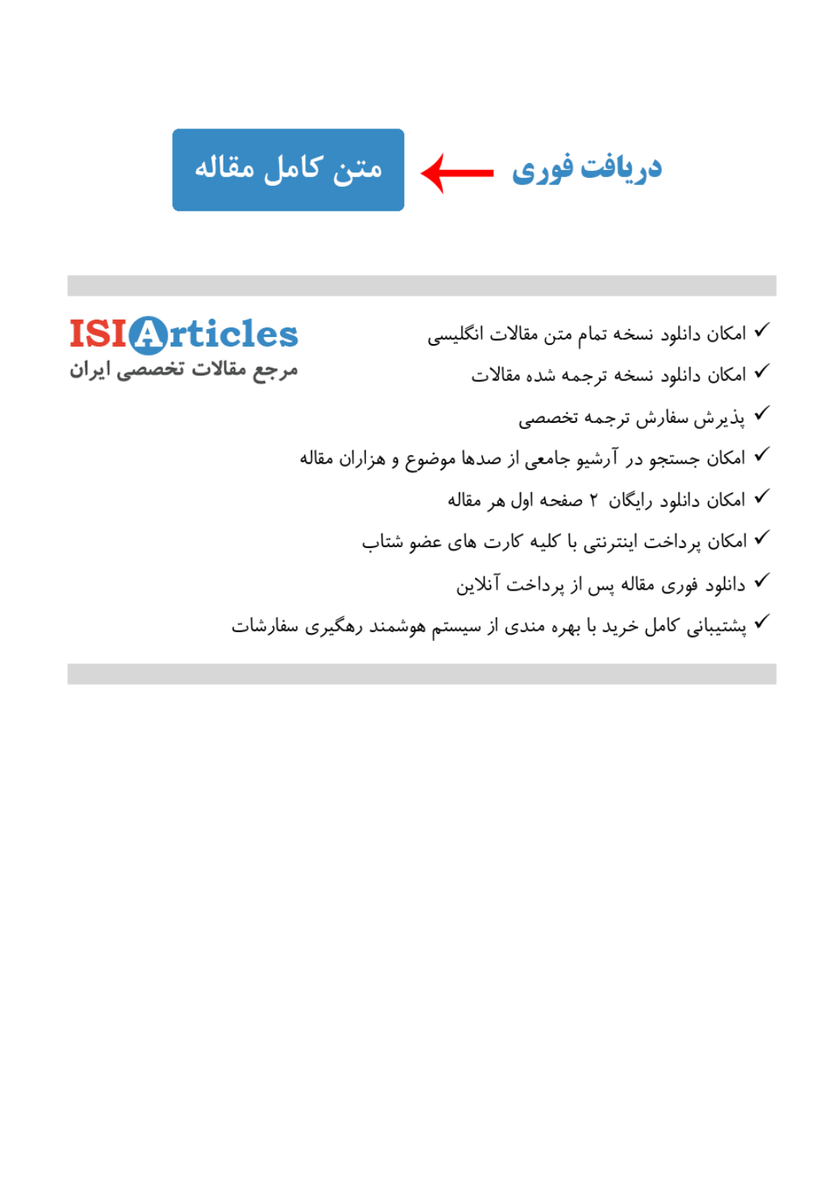دریافت فوری ← **متن کامل مقاله**

**ISIArticles**
مرجع مقالات تخصصی ایران

- ✓ امکان دانلود نسخه تمام متن مقالات انگلیسی
- ✓ امکان دانلود نسخه ترجمه شده مقالات
- ✓ پذیرش سفارش ترجمه تخصصی
- ✓ امکان جستجو در آرشیو جامعی از صدها موضوع و هزاران مقاله
- ✓ امکان دانلود رایگان ۲ صفحه اول هر مقاله
- ✓ امکان پرداخت اینترنتی با کلیه کارت های عضو شتاب
- ✓ دانلود فوری مقاله پس از پرداخت آنلاین
- ✓ پشتیبانی کامل خرید با بهره مندی از سیستم هوشمند رهگیری سفارشات